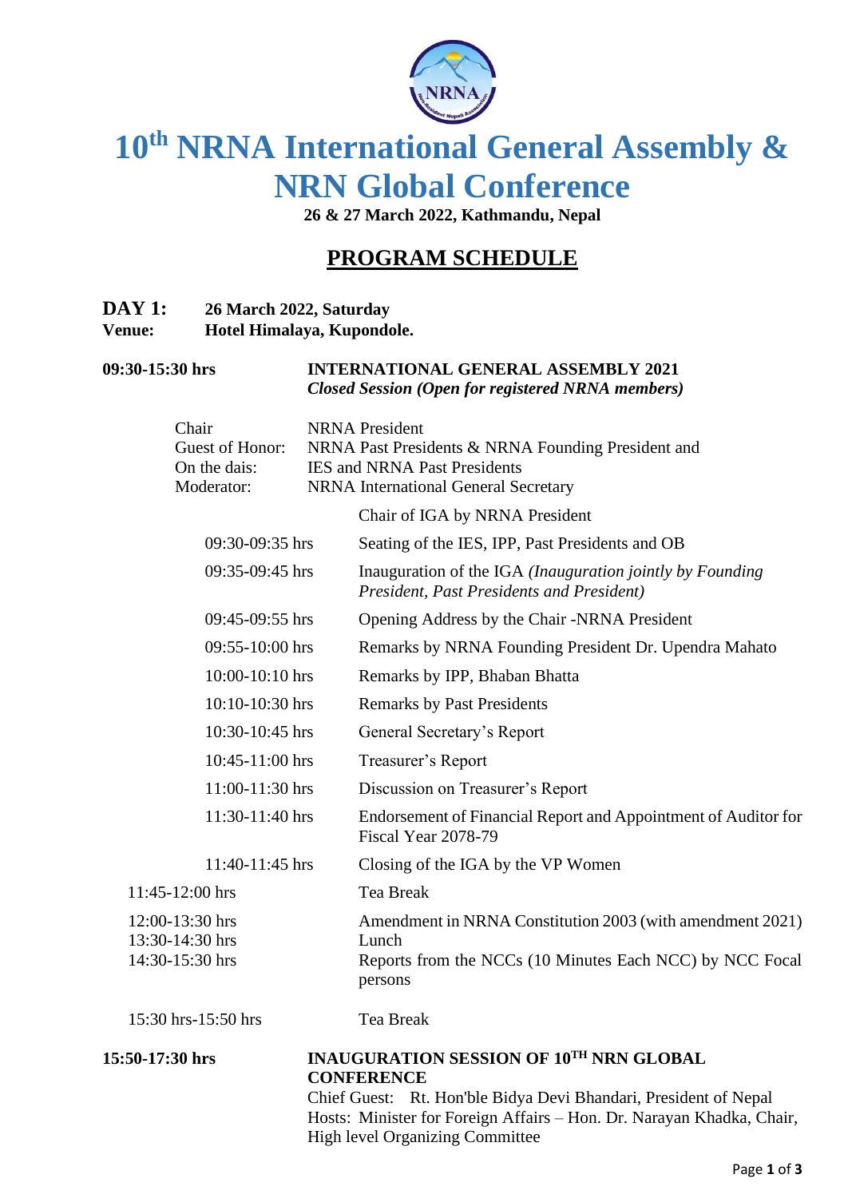# 10th NRNA International General Assembly & NRN Global Conference

**26 & 27 March 2022, Kathmandu, Nepal**

## PROGRAM SCHEDULE

**DAY 1:** **26 March 2022, Saturday**
**Venue:** **Hotel Himalaya, Kupondole.**

**09:30-15:30 hrs** **INTERNATIONAL GENERAL ASSEMBLY 2021**
***Closed Session (Open for registered NRNA members)***

| | |
|---|---|
| Chair | NRNA President |
| Guest of Honor: | NRNA Past Presidents & NRNA Founding President and |
| On the dais: | IES and NRNA Past Presidents |
| Moderator: | NRNA International General Secretary |

| Time | Program |
|---|---|
| | Chair of IGA by NRNA President |
| 09:30-09:35 hrs | Seating of the IES, IPP, Past Presidents and OB |
| 09:35-09:45 hrs | Inauguration of the IGA *(Inauguration jointly by Founding President, Past Presidents and President)* |
| 09:45-09:55 hrs | Opening Address by the Chair -NRNA President |
| 09:55-10:00 hrs | Remarks by NRNA Founding President Dr. Upendra Mahato |
| 10:00-10:10 hrs | Remarks by IPP, Bhaban Bhatta |
| 10:10-10:30 hrs | Remarks by Past Presidents |
| 10:30-10:45 hrs | General Secretary's Report |
| 10:45-11:00 hrs | Treasurer's Report |
| 11:00-11:30 hrs | Discussion on Treasurer's Report |
| 11:30-11:40 hrs | Endorsement of Financial Report and Appointment of Auditor for Fiscal Year 2078-79 |
| 11:40-11:45 hrs | Closing of the IGA by the VP Women |
| 11:45-12:00 hrs | Tea Break |
| 12:00-13:30 hrs | Amendment in NRNA Constitution 2003 (with amendment 2021) |
| 13:30-14:30 hrs | Lunch |
| 14:30-15:30 hrs | Reports from the NCCs (10 Minutes Each NCC) by NCC Focal persons |
| 15:30 hrs-15:50 hrs | Tea Break |

**15:50-17:30 hrs** **INAUGURATION SESSION OF 10TH NRN GLOBAL CONFERENCE**

Chief Guest: Rt. Hon'ble Bidya Devi Bhandari, President of Nepal
Hosts: Minister for Foreign Affairs – Hon. Dr. Narayan Khadka, Chair, High level Organizing Committee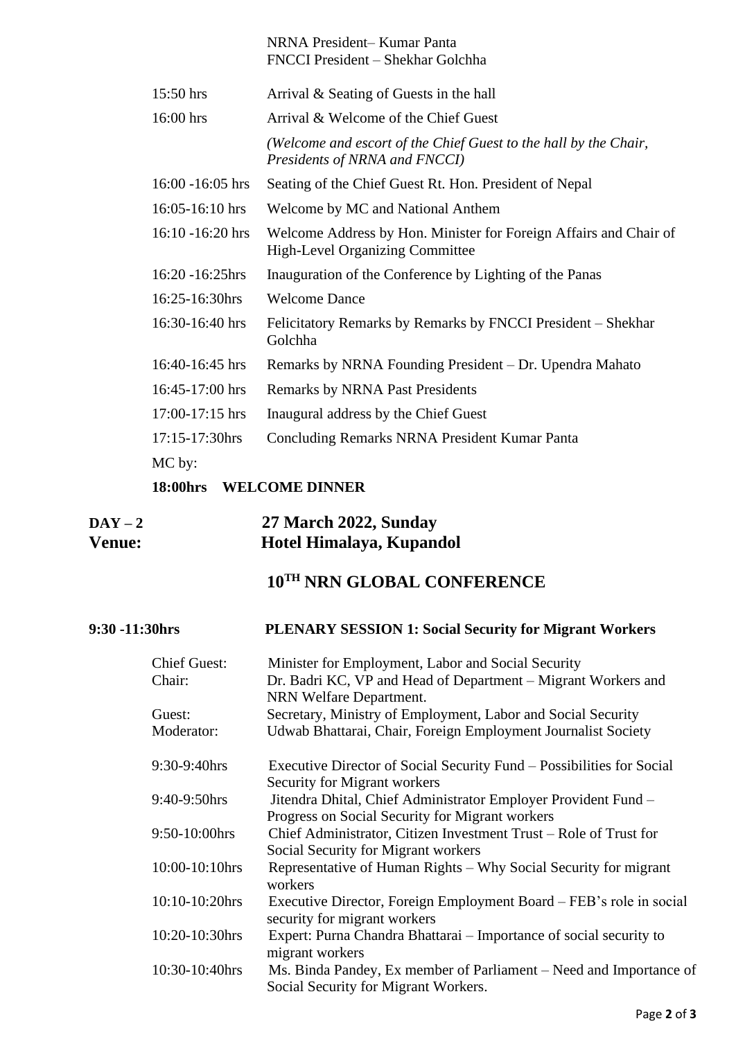NRNA President– Kumar Panta
FNCCI President – Shekhar Golchha

| | |
|---|---|
| 15:50 hrs | Arrival & Seating of Guests in the hall |
| 16:00 hrs | Arrival & Welcome of the Chief Guest |
| | *(Welcome and escort of the Chief Guest to the hall by the Chair, Presidents of NRNA and FNCCI)* |
| 16:00 -16:05 hrs | Seating of the Chief Guest Rt. Hon. President of Nepal |
| 16:05-16:10 hrs | Welcome by MC and National Anthem |
| 16:10 -16:20 hrs | Welcome Address by Hon. Minister for Foreign Affairs and Chair of High-Level Organizing Committee |
| 16:20 -16:25hrs | Inauguration of the Conference by Lighting of the Panas |
| 16:25-16:30hrs | Welcome Dance |
| 16:30-16:40 hrs | Felicitatory Remarks by Remarks by FNCCI President – Shekhar Golchha |
| 16:40-16:45 hrs | Remarks by NRNA Founding President – Dr. Upendra Mahato |
| 16:45-17:00 hrs | Remarks by NRNA Past Presidents |
| 17:00-17:15 hrs | Inaugural address by the Chief Guest |
| 17:15-17:30hrs | Concluding Remarks NRNA President Kumar Panta |

MC by:

**18:00hrs WELCOME DINNER**

## DAY – 2 — 27 March 2022, Sunday
## Venue: Hotel Himalaya, Kupandol

# 10TH NRN GLOBAL CONFERENCE

**9:30 -11:30hrs — PLENARY SESSION 1: Social Security for Migrant Workers**

Chief Guest: Minister for Employment, Labor and Social Security
Chair: Dr. Badri KC, VP and Head of Department – Migrant Workers and NRN Welfare Department.
Guest: Secretary, Ministry of Employment, Labor and Social Security
Moderator: Udwab Bhattarai, Chair, Foreign Employment Journalist Society

| | |
|---|---|
| 9:30-9:40hrs | Executive Director of Social Security Fund – Possibilities for Social Security for Migrant workers |
| 9:40-9:50hrs | Jitendra Dhital, Chief Administrator Employer Provident Fund – Progress on Social Security for Migrant workers |
| 9:50-10:00hrs | Chief Administrator, Citizen Investment Trust – Role of Trust for Social Security for Migrant workers |
| 10:00-10:10hrs | Representative of Human Rights – Why Social Security for migrant workers |
| 10:10-10:20hrs | Executive Director, Foreign Employment Board – FEB's role in social security for migrant workers |
| 10:20-10:30hrs | Expert: Purna Chandra Bhattarai – Importance of social security to migrant workers |
| 10:30-10:40hrs | Ms. Binda Pandey, Ex member of Parliament – Need and Importance of Social Security for Migrant Workers. |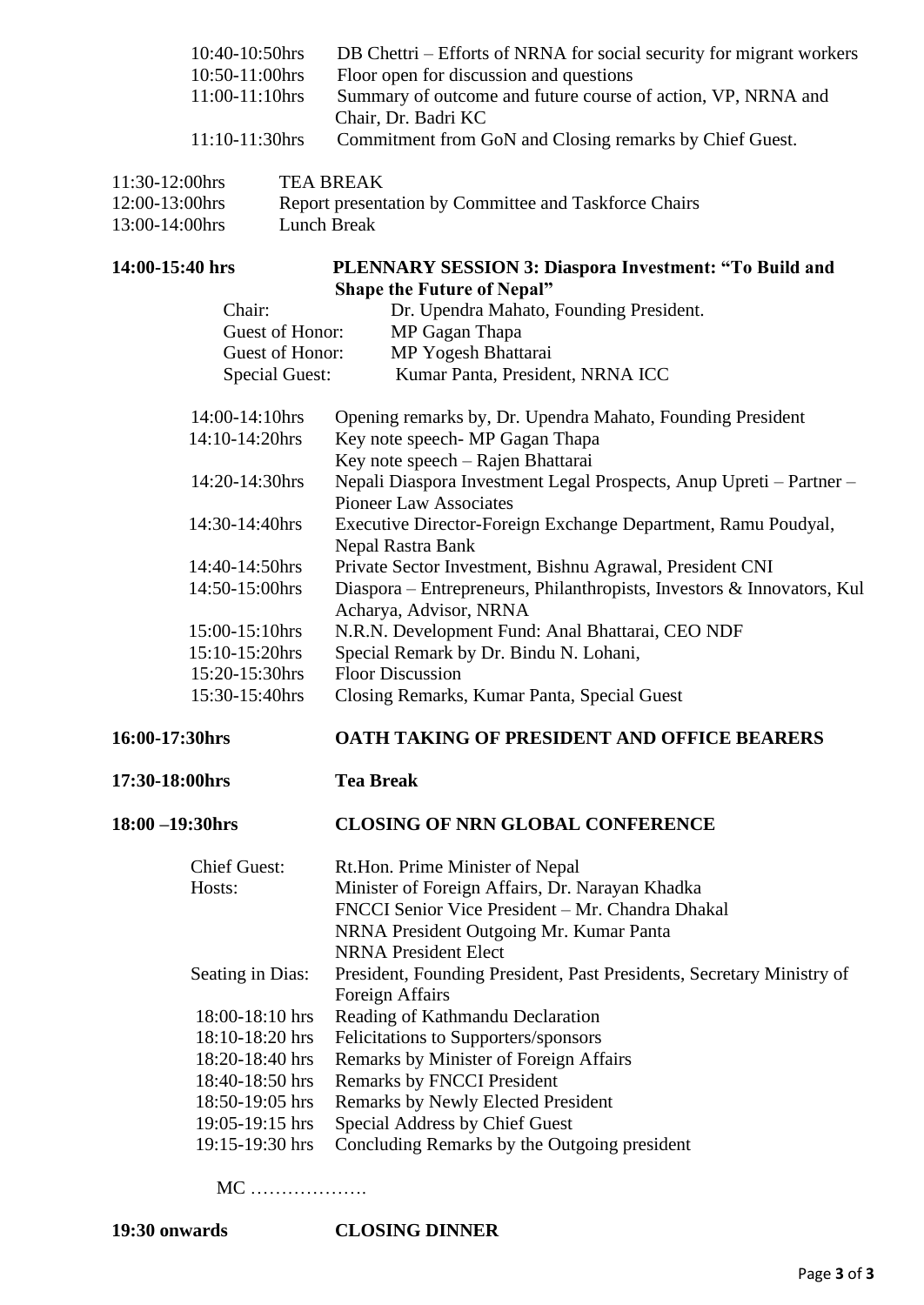| | |
|---|---|
| 10:40-10:50hrs | DB Chettri – Efforts of NRNA for social security for migrant workers |
| 10:50-11:00hrs | Floor open for discussion and questions |
| 11:00-11:10hrs | Summary of outcome and future course of action, VP, NRNA and Chair, Dr. Badri KC |
| 11:10-11:30hrs | Commitment from GoN and Closing remarks by Chief Guest. |

| | |
|---|---|
| 11:30-12:00hrs | TEA BREAK |
| 12:00-13:00hrs | Report presentation by Committee and Taskforce Chairs |
| 13:00-14:00hrs | Lunch Break |

**14:00-15:40 hrs** **PLENNARY SESSION 3: Diaspora Investment: "To Build and Shape the Future of Nepal"**

| | |
|---|---|
| Chair: | Dr. Upendra Mahato, Founding President. |
| Guest of Honor: | MP Gagan Thapa |
| Guest of Honor: | MP Yogesh Bhattarai |
| Special Guest: | Kumar Panta, President, NRNA ICC |

| | |
|---|---|
| 14:00-14:10hrs | Opening remarks by, Dr. Upendra Mahato, Founding President |
| 14:10-14:20hrs | Key note speech- MP Gagan Thapa<br>Key note speech – Rajen Bhattarai |
| 14:20-14:30hrs | Nepali Diaspora Investment Legal Prospects, Anup Upreti – Partner – Pioneer Law Associates |
| 14:30-14:40hrs | Executive Director-Foreign Exchange Department, Ramu Poudyal, Nepal Rastra Bank |
| 14:40-14:50hrs | Private Sector Investment, Bishnu Agrawal, President CNI |
| 14:50-15:00hrs | Diaspora – Entrepreneurs, Philanthropists, Investors & Innovators, Kul Acharya, Advisor, NRNA |
| 15:00-15:10hrs | N.R.N. Development Fund: Anal Bhattarai, CEO NDF |
| 15:10-15:20hrs | Special Remark by Dr. Bindu N. Lohani, |
| 15:20-15:30hrs | Floor Discussion |
| 15:30-15:40hrs | Closing Remarks, Kumar Panta, Special Guest |

**16:00-17:30hrs** **OATH TAKING OF PRESIDENT AND OFFICE BEARERS**

**17:30-18:00hrs** **Tea Break**

**18:00 –19:30hrs** **CLOSING OF NRN GLOBAL CONFERENCE**

| | |
|---|---|
| Chief Guest: | Rt.Hon. Prime Minister of Nepal |
| Hosts: | Minister of Foreign Affairs, Dr. Narayan Khadka<br>FNCCI Senior Vice President – Mr. Chandra Dhakal<br>NRNA President Outgoing Mr. Kumar Panta<br>NRNA President Elect |
| Seating in Dias: | President, Founding President, Past Presidents, Secretary Ministry of Foreign Affairs |
| 18:00-18:10 hrs | Reading of Kathmandu Declaration |
| 18:10-18:20 hrs | Felicitations to Supporters/sponsors |
| 18:20-18:40 hrs | Remarks by Minister of Foreign Affairs |
| 18:40-18:50 hrs | Remarks by FNCCI President |
| 18:50-19:05 hrs | Remarks by Newly Elected President |
| 19:05-19:15 hrs | Special Address by Chief Guest |
| 19:15-19:30 hrs | Concluding Remarks by the Outgoing president |

MC ……………….

**19:30 onwards** **CLOSING DINNER**